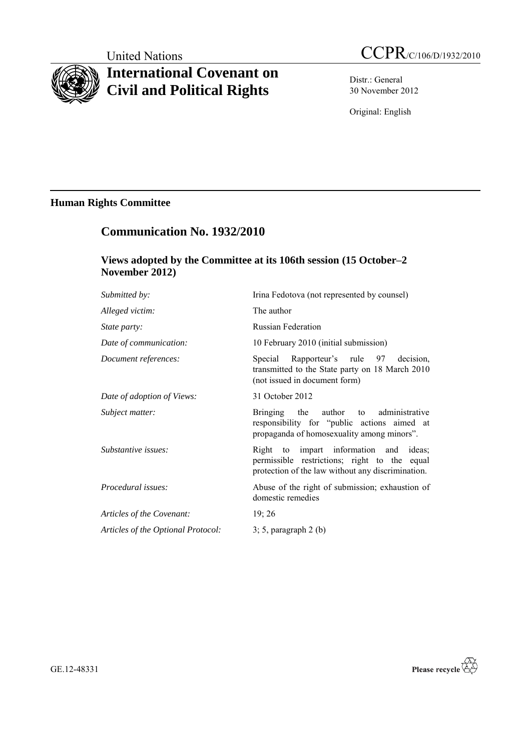United Nations

# CCPR/C/106/D/1932/2010

# International Covenant on Civil and Political Rights

Distr.: General
30 November 2012

Original: English

## Human Rights Committee

## Communication No. 1932/2010

### Views adopted by the Committee at its 106th session (15 October–2 November 2012)

| | |
|---|---|
| *Submitted by:* | Irina Fedotova (not represented by counsel) |
| *Alleged victim:* | The author |
| *State party:* | Russian Federation |
| *Date of communication:* | 10 February 2010 (initial submission) |
| *Document references:* | Special Rapporteur's rule 97 decision, transmitted to the State party on 18 March 2010 (not issued in document form) |
| *Date of adoption of Views:* | 31 October 2012 |
| *Subject matter:* | Bringing the author to administrative responsibility for "public actions aimed at propaganda of homosexuality among minors". |
| *Substantive issues:* | Right to impart information and ideas; permissible restrictions; right to the equal protection of the law without any discrimination. |
| *Procedural issues:* | Abuse of the right of submission; exhaustion of domestic remedies |
| *Articles of the Covenant:* | 19; 26 |
| *Articles of the Optional Protocol:* | 3; 5, paragraph 2 (b) |

GE.12-48331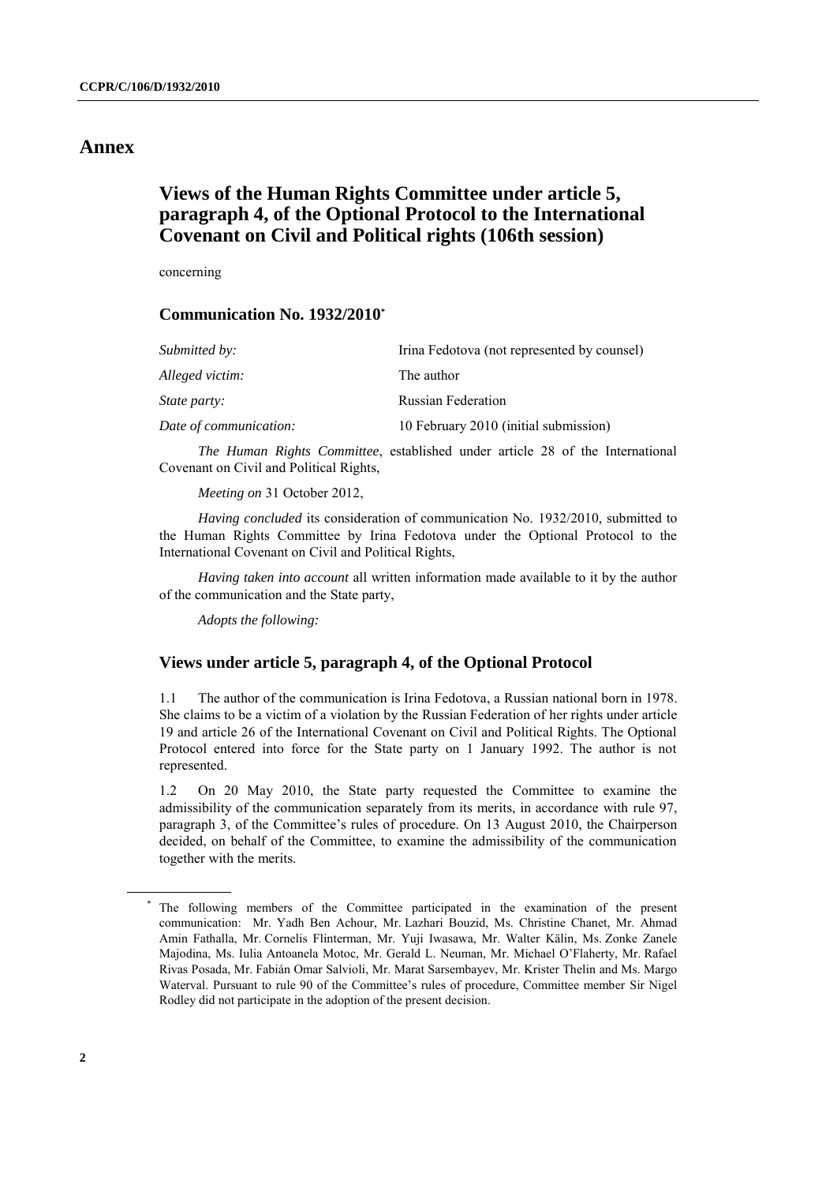# Annex

## Views of the Human Rights Committee under article 5, paragraph 4, of the Optional Protocol to the International Covenant on Civil and Political rights (106th session)

concerning

### Communication No. 1932/2010*

| | |
|---|---|
| *Submitted by:* | Irina Fedotova (not represented by counsel) |
| *Alleged victim:* | The author |
| *State party:* | Russian Federation |
| *Date of communication:* | 10 February 2010 (initial submission) |

*The Human Rights Committee*, established under article 28 of the International Covenant on Civil and Political Rights,

*Meeting on* 31 October 2012,

*Having concluded* its consideration of communication No. 1932/2010, submitted to the Human Rights Committee by Irina Fedotova under the Optional Protocol to the International Covenant on Civil and Political Rights,

*Having taken into account* all written information made available to it by the author of the communication and the State party,

*Adopts the following:*

### Views under article 5, paragraph 4, of the Optional Protocol

1.1 The author of the communication is Irina Fedotova, a Russian national born in 1978. She claims to be a victim of a violation by the Russian Federation of her rights under article 19 and article 26 of the International Covenant on Civil and Political Rights. The Optional Protocol entered into force for the State party on 1 January 1992. The author is not represented.

1.2 On 20 May 2010, the State party requested the Committee to examine the admissibility of the communication separately from its merits, in accordance with rule 97, paragraph 3, of the Committee's rules of procedure. On 13 August 2010, the Chairperson decided, on behalf of the Committee, to examine the admissibility of the communication together with the merits.

---

\* The following members of the Committee participated in the examination of the present communication: Mr. Yadh Ben Achour, Mr. Lazhari Bouzid, Ms. Christine Chanet, Mr. Ahmad Amin Fathalla, Mr. Cornelis Flinterman, Mr. Yuji Iwasawa, Mr. Walter Kälin, Ms. Zonke Zanele Majodina, Ms. Iulia Antoanela Motoc, Mr. Gerald L. Neuman, Mr. Michael O'Flaherty, Mr. Rafael Rivas Posada, Mr. Fabián Omar Salvioli, Mr. Marat Sarsembayev, Mr. Krister Thelin and Ms. Margo Waterval. Pursuant to rule 90 of the Committee's rules of procedure, Committee member Sir Nigel Rodley did not participate in the adoption of the present decision.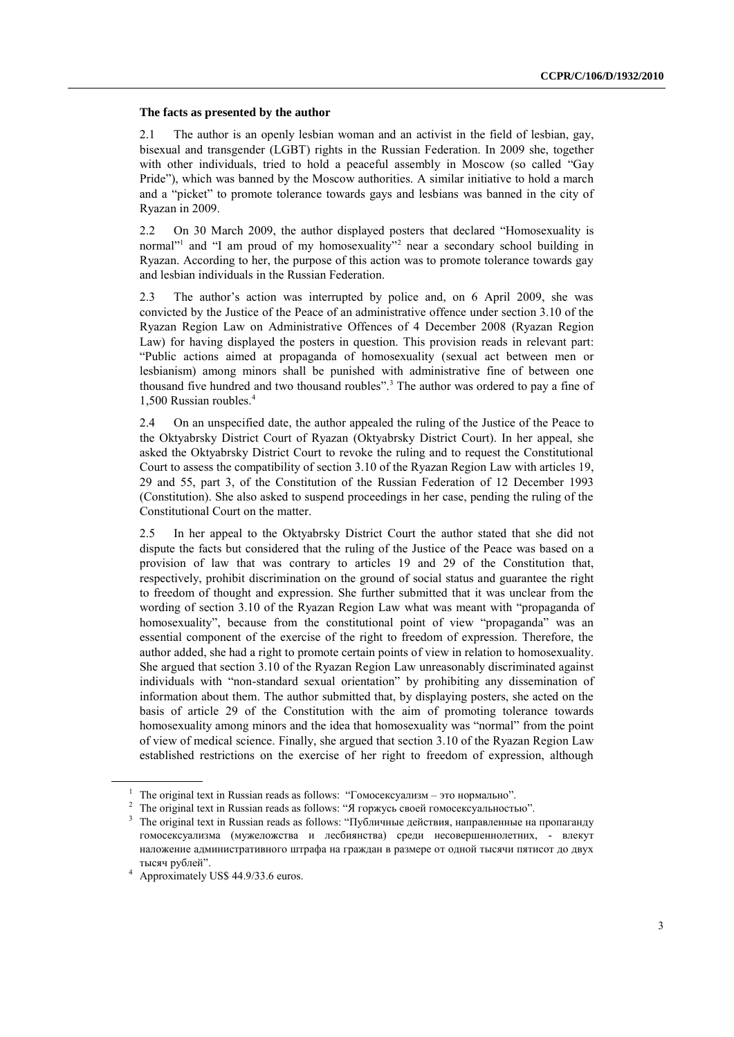### The facts as presented by the author

2.1 The author is an openly lesbian woman and an activist in the field of lesbian, gay, bisexual and transgender (LGBT) rights in the Russian Federation. In 2009 she, together with other individuals, tried to hold a peaceful assembly in Moscow (so called "Gay Pride"), which was banned by the Moscow authorities. A similar initiative to hold a march and a "picket" to promote tolerance towards gays and lesbians was banned in the city of Ryazan in 2009.

2.2 On 30 March 2009, the author displayed posters that declared "Homosexuality is normal"[1] and "I am proud of my homosexuality"[2] near a secondary school building in Ryazan. According to her, the purpose of this action was to promote tolerance towards gay and lesbian individuals in the Russian Federation.

2.3 The author's action was interrupted by police and, on 6 April 2009, she was convicted by the Justice of the Peace of an administrative offence under section 3.10 of the Ryazan Region Law on Administrative Offences of 4 December 2008 (Ryazan Region Law) for having displayed the posters in question. This provision reads in relevant part: "Public actions aimed at propaganda of homosexuality (sexual act between men or lesbianism) among minors shall be punished with administrative fine of between one thousand five hundred and two thousand roubles".[3] The author was ordered to pay a fine of 1,500 Russian roubles.[4]

2.4 On an unspecified date, the author appealed the ruling of the Justice of the Peace to the Oktyabrsky District Court of Ryazan (Oktyabrsky District Court). In her appeal, she asked the Oktyabrsky District Court to revoke the ruling and to request the Constitutional Court to assess the compatibility of section 3.10 of the Ryazan Region Law with articles 19, 29 and 55, part 3, of the Constitution of the Russian Federation of 12 December 1993 (Constitution). She also asked to suspend proceedings in her case, pending the ruling of the Constitutional Court on the matter.

2.5 In her appeal to the Oktyabrsky District Court the author stated that she did not dispute the facts but considered that the ruling of the Justice of the Peace was based on a provision of law that was contrary to articles 19 and 29 of the Constitution that, respectively, prohibit discrimination on the ground of social status and guarantee the right to freedom of thought and expression. She further submitted that it was unclear from the wording of section 3.10 of the Ryazan Region Law what was meant with "propaganda of homosexuality", because from the constitutional point of view "propaganda" was an essential component of the exercise of the right to freedom of expression. Therefore, the author added, she had a right to promote certain points of view in relation to homosexuality. She argued that section 3.10 of the Ryazan Region Law unreasonably discriminated against individuals with "non-standard sexual orientation" by prohibiting any dissemination of information about them. The author submitted that, by displaying posters, she acted on the basis of article 29 of the Constitution with the aim of promoting tolerance towards homosexuality among minors and the idea that homosexuality was "normal" from the point of view of medical science. Finally, she argued that section 3.10 of the Ryazan Region Law established restrictions on the exercise of her right to freedom of expression, although

---

[1] The original text in Russian reads as follows: "Гомосексуализм – это нормально".

[2] The original text in Russian reads as follows: "Я горжусь своей гомосексуальностью".

[3] The original text in Russian reads as follows: "Публичные действия, направленные на пропаганду гомосексуализма (мужеложства и лесбиянства) среди несовершеннолетних, - влекут наложение административного штрафа на граждан в размере от одной тысячи пятисот до двух тысяч рублей".

[4] Approximately US$ 44.9/33.6 euros.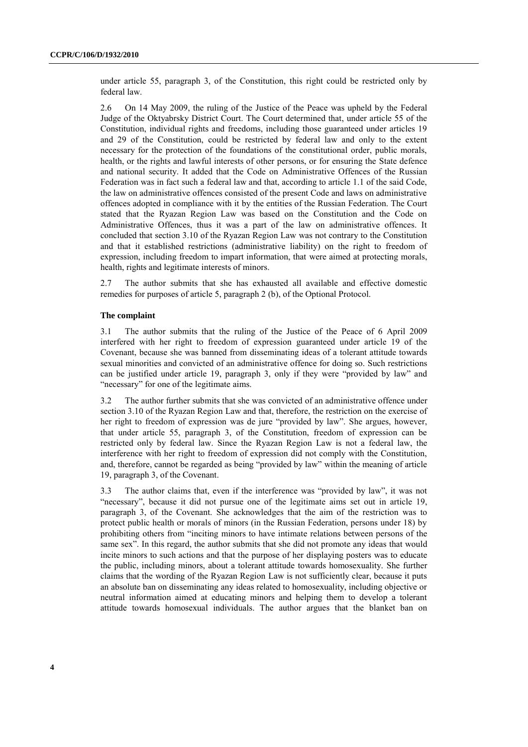under article 55, paragraph 3, of the Constitution, this right could be restricted only by federal law.

2.6 On 14 May 2009, the ruling of the Justice of the Peace was upheld by the Federal Judge of the Oktyabrsky District Court. The Court determined that, under article 55 of the Constitution, individual rights and freedoms, including those guaranteed under articles 19 and 29 of the Constitution, could be restricted by federal law and only to the extent necessary for the protection of the foundations of the constitutional order, public morals, health, or the rights and lawful interests of other persons, or for ensuring the State defence and national security. It added that the Code on Administrative Offences of the Russian Federation was in fact such a federal law and that, according to article 1.1 of the said Code, the law on administrative offences consisted of the present Code and laws on administrative offences adopted in compliance with it by the entities of the Russian Federation. The Court stated that the Ryazan Region Law was based on the Constitution and the Code on Administrative Offences, thus it was a part of the law on administrative offences. It concluded that section 3.10 of the Ryazan Region Law was not contrary to the Constitution and that it established restrictions (administrative liability) on the right to freedom of expression, including freedom to impart information, that were aimed at protecting morals, health, rights and legitimate interests of minors.

2.7 The author submits that she has exhausted all available and effective domestic remedies for purposes of article 5, paragraph 2 (b), of the Optional Protocol.

### The complaint

3.1 The author submits that the ruling of the Justice of the Peace of 6 April 2009 interfered with her right to freedom of expression guaranteed under article 19 of the Covenant, because she was banned from disseminating ideas of a tolerant attitude towards sexual minorities and convicted of an administrative offence for doing so. Such restrictions can be justified under article 19, paragraph 3, only if they were "provided by law" and "necessary" for one of the legitimate aims.

3.2 The author further submits that she was convicted of an administrative offence under section 3.10 of the Ryazan Region Law and that, therefore, the restriction on the exercise of her right to freedom of expression was de jure "provided by law". She argues, however, that under article 55, paragraph 3, of the Constitution, freedom of expression can be restricted only by federal law. Since the Ryazan Region Law is not a federal law, the interference with her right to freedom of expression did not comply with the Constitution, and, therefore, cannot be regarded as being "provided by law" within the meaning of article 19, paragraph 3, of the Covenant.

3.3 The author claims that, even if the interference was "provided by law", it was not "necessary", because it did not pursue one of the legitimate aims set out in article 19, paragraph 3, of the Covenant. She acknowledges that the aim of the restriction was to protect public health or morals of minors (in the Russian Federation, persons under 18) by prohibiting others from "inciting minors to have intimate relations between persons of the same sex". In this regard, the author submits that she did not promote any ideas that would incite minors to such actions and that the purpose of her displaying posters was to educate the public, including minors, about a tolerant attitude towards homosexuality. She further claims that the wording of the Ryazan Region Law is not sufficiently clear, because it puts an absolute ban on disseminating any ideas related to homosexuality, including objective or neutral information aimed at educating minors and helping them to develop a tolerant attitude towards homosexual individuals. The author argues that the blanket ban on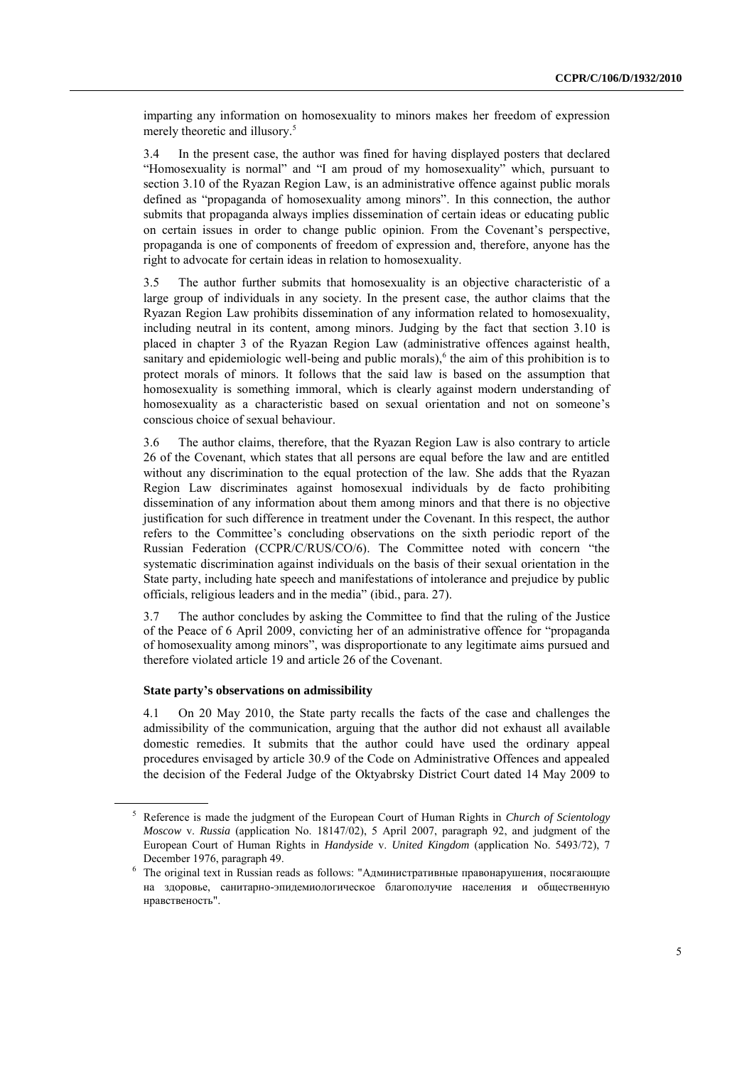imparting any information on homosexuality to minors makes her freedom of expression merely theoretic and illusory.[5]

3.4 In the present case, the author was fined for having displayed posters that declared "Homosexuality is normal" and "I am proud of my homosexuality" which, pursuant to section 3.10 of the Ryazan Region Law, is an administrative offence against public morals defined as "propaganda of homosexuality among minors". In this connection, the author submits that propaganda always implies dissemination of certain ideas or educating public on certain issues in order to change public opinion. From the Covenant's perspective, propaganda is one of components of freedom of expression and, therefore, anyone has the right to advocate for certain ideas in relation to homosexuality.

3.5 The author further submits that homosexuality is an objective characteristic of a large group of individuals in any society. In the present case, the author claims that the Ryazan Region Law prohibits dissemination of any information related to homosexuality, including neutral in its content, among minors. Judging by the fact that section 3.10 is placed in chapter 3 of the Ryazan Region Law (administrative offences against health, sanitary and epidemiologic well-being and public morals),[6] the aim of this prohibition is to protect morals of minors. It follows that the said law is based on the assumption that homosexuality is something immoral, which is clearly against modern understanding of homosexuality as a characteristic based on sexual orientation and not on someone's conscious choice of sexual behaviour.

3.6 The author claims, therefore, that the Ryazan Region Law is also contrary to article 26 of the Covenant, which states that all persons are equal before the law and are entitled without any discrimination to the equal protection of the law. She adds that the Ryazan Region Law discriminates against homosexual individuals by de facto prohibiting dissemination of any information about them among minors and that there is no objective justification for such difference in treatment under the Covenant. In this respect, the author refers to the Committee's concluding observations on the sixth periodic report of the Russian Federation (CCPR/C/RUS/CO/6). The Committee noted with concern "the systematic discrimination against individuals on the basis of their sexual orientation in the State party, including hate speech and manifestations of intolerance and prejudice by public officials, religious leaders and in the media" (ibid., para. 27).

3.7 The author concludes by asking the Committee to find that the ruling of the Justice of the Peace of 6 April 2009, convicting her of an administrative offence for "propaganda of homosexuality among minors", was disproportionate to any legitimate aims pursued and therefore violated article 19 and article 26 of the Covenant.

**State party's observations on admissibility**

4.1 On 20 May 2010, the State party recalls the facts of the case and challenges the admissibility of the communication, arguing that the author did not exhaust all available domestic remedies. It submits that the author could have used the ordinary appeal procedures envisaged by article 30.9 of the Code on Administrative Offences and appealed the decision of the Federal Judge of the Oktyabrsky District Court dated 14 May 2009 to

---

[5] Reference is made the judgment of the European Court of Human Rights in *Church of Scientology Moscow* v. *Russia* (application No. 18147/02), 5 April 2007, paragraph 92, and judgment of the European Court of Human Rights in *Handyside* v. *United Kingdom* (application No. 5493/72), 7 December 1976, paragraph 49.

[6] The original text in Russian reads as follows: "Административные правонарушения, посягающие на здоровье, санитарно-эпидемиологическое благополучие населения и общественную нравственость".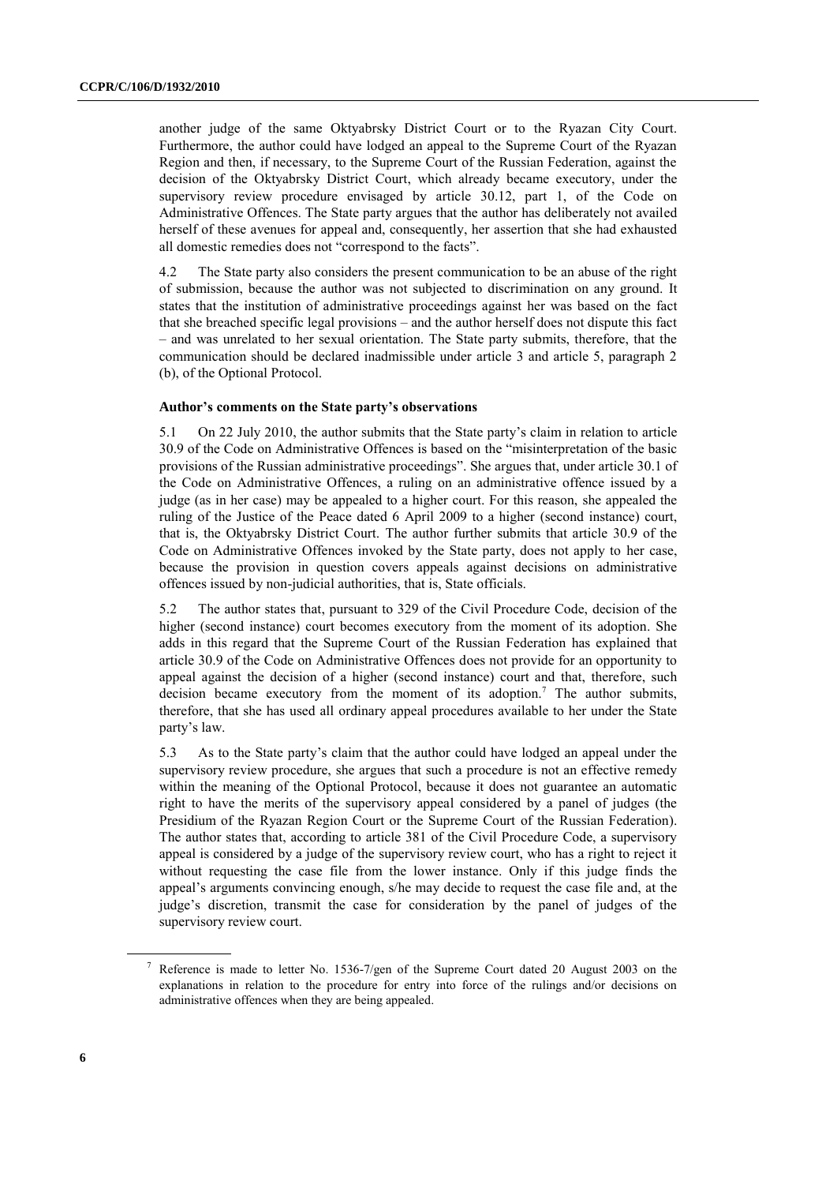another judge of the same Oktyabrsky District Court or to the Ryazan City Court. Furthermore, the author could have lodged an appeal to the Supreme Court of the Ryazan Region and then, if necessary, to the Supreme Court of the Russian Federation, against the decision of the Oktyabrsky District Court, which already became executory, under the supervisory review procedure envisaged by article 30.12, part 1, of the Code on Administrative Offences. The State party argues that the author has deliberately not availed herself of these avenues for appeal and, consequently, her assertion that she had exhausted all domestic remedies does not "correspond to the facts".

4.2 The State party also considers the present communication to be an abuse of the right of submission, because the author was not subjected to discrimination on any ground. It states that the institution of administrative proceedings against her was based on the fact that she breached specific legal provisions – and the author herself does not dispute this fact – and was unrelated to her sexual orientation. The State party submits, therefore, that the communication should be declared inadmissible under article 3 and article 5, paragraph 2 (b), of the Optional Protocol.

### Author's comments on the State party's observations

5.1 On 22 July 2010, the author submits that the State party's claim in relation to article 30.9 of the Code on Administrative Offences is based on the "misinterpretation of the basic provisions of the Russian administrative proceedings". She argues that, under article 30.1 of the Code on Administrative Offences, a ruling on an administrative offence issued by a judge (as in her case) may be appealed to a higher court. For this reason, she appealed the ruling of the Justice of the Peace dated 6 April 2009 to a higher (second instance) court, that is, the Oktyabrsky District Court. The author further submits that article 30.9 of the Code on Administrative Offences invoked by the State party, does not apply to her case, because the provision in question covers appeals against decisions on administrative offences issued by non-judicial authorities, that is, State officials.

5.2 The author states that, pursuant to 329 of the Civil Procedure Code, decision of the higher (second instance) court becomes executory from the moment of its adoption. She adds in this regard that the Supreme Court of the Russian Federation has explained that article 30.9 of the Code on Administrative Offences does not provide for an opportunity to appeal against the decision of a higher (second instance) court and that, therefore, such decision became executory from the moment of its adoption.[7] The author submits, therefore, that she has used all ordinary appeal procedures available to her under the State party's law.

5.3 As to the State party's claim that the author could have lodged an appeal under the supervisory review procedure, she argues that such a procedure is not an effective remedy within the meaning of the Optional Protocol, because it does not guarantee an automatic right to have the merits of the supervisory appeal considered by a panel of judges (the Presidium of the Ryazan Region Court or the Supreme Court of the Russian Federation). The author states that, according to article 381 of the Civil Procedure Code, a supervisory appeal is considered by a judge of the supervisory review court, who has a right to reject it without requesting the case file from the lower instance. Only if this judge finds the appeal's arguments convincing enough, s/he may decide to request the case file and, at the judge's discretion, transmit the case for consideration by the panel of judges of the supervisory review court.

[7] Reference is made to letter No. 1536-7/gen of the Supreme Court dated 20 August 2003 on the explanations in relation to the procedure for entry into force of the rulings and/or decisions on administrative offences when they are being appealed.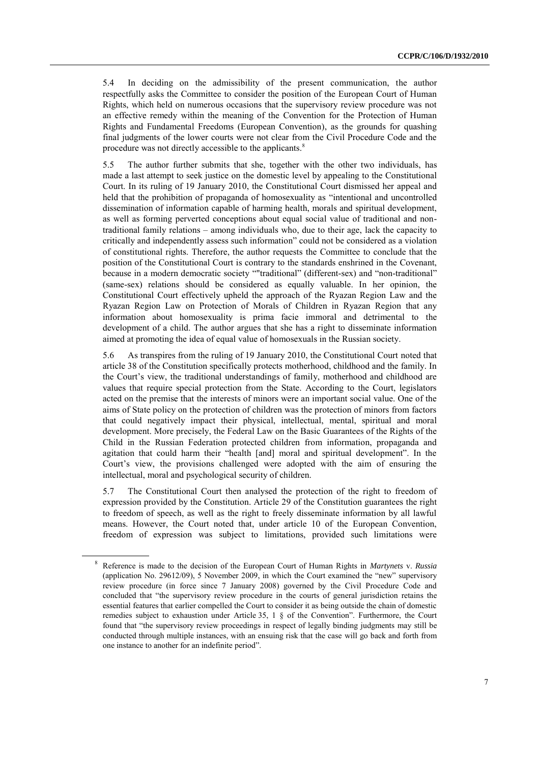5.4 In deciding on the admissibility of the present communication, the author respectfully asks the Committee to consider the position of the European Court of Human Rights, which held on numerous occasions that the supervisory review procedure was not an effective remedy within the meaning of the Convention for the Protection of Human Rights and Fundamental Freedoms (European Convention), as the grounds for quashing final judgments of the lower courts were not clear from the Civil Procedure Code and the procedure was not directly accessible to the applicants.[8]

5.5 The author further submits that she, together with the other two individuals, has made a last attempt to seek justice on the domestic level by appealing to the Constitutional Court. In its ruling of 19 January 2010, the Constitutional Court dismissed her appeal and held that the prohibition of propaganda of homosexuality as "intentional and uncontrolled dissemination of information capable of harming health, morals and spiritual development, as well as forming perverted conceptions about equal social value of traditional and non-traditional family relations – among individuals who, due to their age, lack the capacity to critically and independently assess such information" could not be considered as a violation of constitutional rights. Therefore, the author requests the Committee to conclude that the position of the Constitutional Court is contrary to the standards enshrined in the Covenant, because in a modern democratic society ""traditional" (different-sex) and "non-traditional" (same-sex) relations should be considered as equally valuable. In her opinion, the Constitutional Court effectively upheld the approach of the Ryazan Region Law and the Ryazan Region Law on Protection of Morals of Children in Ryazan Region that any information about homosexuality is prima facie immoral and detrimental to the development of a child. The author argues that she has a right to disseminate information aimed at promoting the idea of equal value of homosexuals in the Russian society.

5.6 As transpires from the ruling of 19 January 2010, the Constitutional Court noted that article 38 of the Constitution specifically protects motherhood, childhood and the family. In the Court's view, the traditional understandings of family, motherhood and childhood are values that require special protection from the State. According to the Court, legislators acted on the premise that the interests of minors were an important social value. One of the aims of State policy on the protection of children was the protection of minors from factors that could negatively impact their physical, intellectual, mental, spiritual and moral development. More precisely, the Federal Law on the Basic Guarantees of the Rights of the Child in the Russian Federation protected children from information, propaganda and agitation that could harm their "health [and] moral and spiritual development". In the Court's view, the provisions challenged were adopted with the aim of ensuring the intellectual, moral and psychological security of children.

5.7 The Constitutional Court then analysed the protection of the right to freedom of expression provided by the Constitution. Article 29 of the Constitution guarantees the right to freedom of speech, as well as the right to freely disseminate information by all lawful means. However, the Court noted that, under article 10 of the European Convention, freedom of expression was subject to limitations, provided such limitations were

---

[8] Reference is made to the decision of the European Court of Human Rights in *Martynets* v. *Russia* (application No. 29612/09), 5 November 2009, in which the Court examined the "new" supervisory review procedure (in force since 7 January 2008) governed by the Civil Procedure Code and concluded that "the supervisory review procedure in the courts of general jurisdiction retains the essential features that earlier compelled the Court to consider it as being outside the chain of domestic remedies subject to exhaustion under Article 35, 1 § of the Convention". Furthermore, the Court found that "the supervisory review proceedings in respect of legally binding judgments may still be conducted through multiple instances, with an ensuing risk that the case will go back and forth from one instance to another for an indefinite period".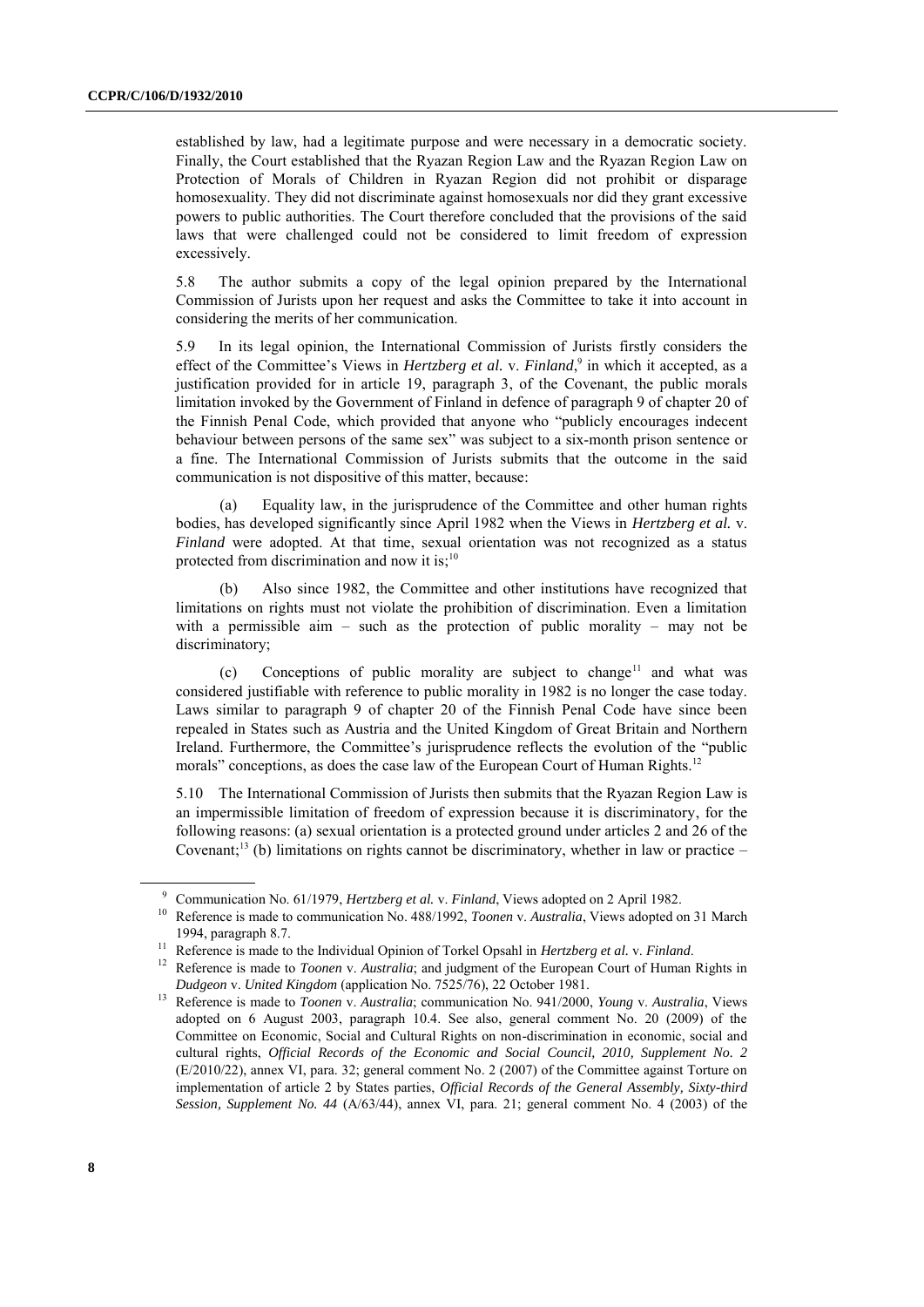established by law, had a legitimate purpose and were necessary in a democratic society. Finally, the Court established that the Ryazan Region Law and the Ryazan Region Law on Protection of Morals of Children in Ryazan Region did not prohibit or disparage homosexuality. They did not discriminate against homosexuals nor did they grant excessive powers to public authorities. The Court therefore concluded that the provisions of the said laws that were challenged could not be considered to limit freedom of expression excessively.

5.8 The author submits a copy of the legal opinion prepared by the International Commission of Jurists upon her request and asks the Committee to take it into account in considering the merits of her communication.

5.9 In its legal opinion, the International Commission of Jurists firstly considers the effect of the Committee's Views in *Hertzberg et al.* v. *Finland*,[9] in which it accepted, as a justification provided for in article 19, paragraph 3, of the Covenant, the public morals limitation invoked by the Government of Finland in defence of paragraph 9 of chapter 20 of the Finnish Penal Code, which provided that anyone who "publicly encourages indecent behaviour between persons of the same sex" was subject to a six-month prison sentence or a fine. The International Commission of Jurists submits that the outcome in the said communication is not dispositive of this matter, because:

(a) Equality law, in the jurisprudence of the Committee and other human rights bodies, has developed significantly since April 1982 when the Views in *Hertzberg et al.* v. *Finland* were adopted. At that time, sexual orientation was not recognized as a status protected from discrimination and now it is;[10]

(b) Also since 1982, the Committee and other institutions have recognized that limitations on rights must not violate the prohibition of discrimination. Even a limitation with a permissible aim – such as the protection of public morality – may not be discriminatory;

(c) Conceptions of public morality are subject to change[11] and what was considered justifiable with reference to public morality in 1982 is no longer the case today. Laws similar to paragraph 9 of chapter 20 of the Finnish Penal Code have since been repealed in States such as Austria and the United Kingdom of Great Britain and Northern Ireland. Furthermore, the Committee's jurisprudence reflects the evolution of the "public morals" conceptions, as does the case law of the European Court of Human Rights.[12]

5.10 The International Commission of Jurists then submits that the Ryazan Region Law is an impermissible limitation of freedom of expression because it is discriminatory, for the following reasons: (a) sexual orientation is a protected ground under articles 2 and 26 of the Covenant;[13] (b) limitations on rights cannot be discriminatory, whether in law or practice –

[9] Communication No. 61/1979, *Hertzberg et al.* v. *Finland*, Views adopted on 2 April 1982.

[10] Reference is made to communication No. 488/1992, *Toonen* v. *Australia*, Views adopted on 31 March 1994, paragraph 8.7.

[11] Reference is made to the Individual Opinion of Torkel Opsahl in *Hertzberg et al.* v. *Finland*.

[12] Reference is made to *Toonen* v. *Australia*; and judgment of the European Court of Human Rights in *Dudgeon* v. *United Kingdom* (application No. 7525/76), 22 October 1981.

[13] Reference is made to *Toonen* v. *Australia*; communication No. 941/2000, *Young* v. *Australia*, Views adopted on 6 August 2003, paragraph 10.4. See also, general comment No. 20 (2009) of the Committee on Economic, Social and Cultural Rights on non-discrimination in economic, social and cultural rights, *Official Records of the Economic and Social Council, 2010, Supplement No. 2* (E/2010/22), annex VI, para. 32; general comment No. 2 (2007) of the Committee against Torture on implementation of article 2 by States parties, *Official Records of the General Assembly, Sixty-third Session, Supplement No. 44* (A/63/44), annex VI, para. 21; general comment No. 4 (2003) of the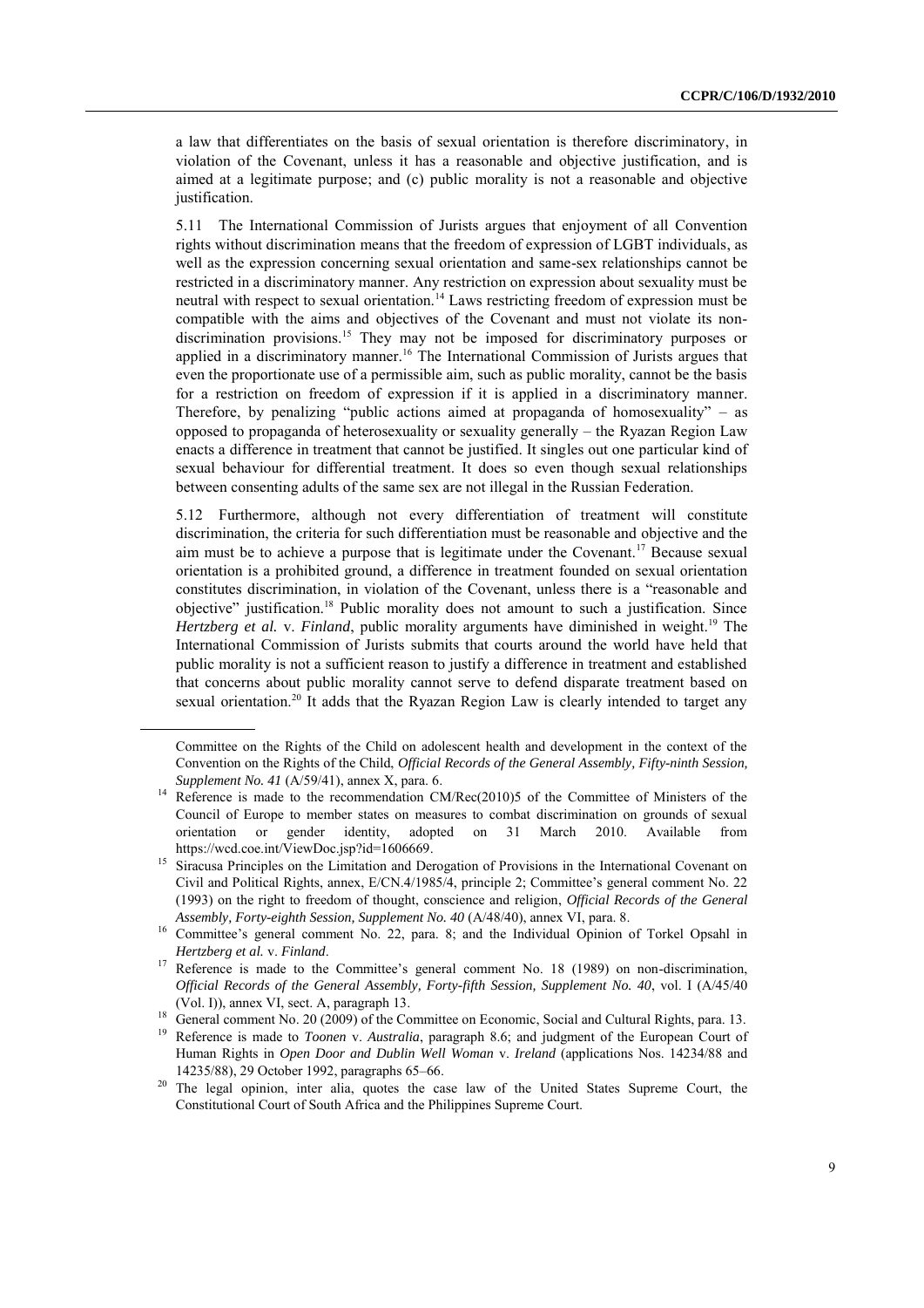a law that differentiates on the basis of sexual orientation is therefore discriminatory, in violation of the Covenant, unless it has a reasonable and objective justification, and is aimed at a legitimate purpose; and (c) public morality is not a reasonable and objective justification.

5.11 The International Commission of Jurists argues that enjoyment of all Convention rights without discrimination means that the freedom of expression of LGBT individuals, as well as the expression concerning sexual orientation and same-sex relationships cannot be restricted in a discriminatory manner. Any restriction on expression about sexuality must be neutral with respect to sexual orientation.[14] Laws restricting freedom of expression must be compatible with the aims and objectives of the Covenant and must not violate its non-discrimination provisions.[15] They may not be imposed for discriminatory purposes or applied in a discriminatory manner.[16] The International Commission of Jurists argues that even the proportionate use of a permissible aim, such as public morality, cannot be the basis for a restriction on freedom of expression if it is applied in a discriminatory manner. Therefore, by penalizing "public actions aimed at propaganda of homosexuality" – as opposed to propaganda of heterosexuality or sexuality generally – the Ryazan Region Law enacts a difference in treatment that cannot be justified. It singles out one particular kind of sexual behaviour for differential treatment. It does so even though sexual relationships between consenting adults of the same sex are not illegal in the Russian Federation.

5.12 Furthermore, although not every differentiation of treatment will constitute discrimination, the criteria for such differentiation must be reasonable and objective and the aim must be to achieve a purpose that is legitimate under the Covenant.[17] Because sexual orientation is a prohibited ground, a difference in treatment founded on sexual orientation constitutes discrimination, in violation of the Covenant, unless there is a "reasonable and objective" justification.[18] Public morality does not amount to such a justification. Since *Hertzberg et al.* v. *Finland*, public morality arguments have diminished in weight.[19] The International Commission of Jurists submits that courts around the world have held that public morality is not a sufficient reason to justify a difference in treatment and established that concerns about public morality cannot serve to defend disparate treatment based on sexual orientation.[20] It adds that the Ryazan Region Law is clearly intended to target any

---

Committee on the Rights of the Child on adolescent health and development in the context of the Convention on the Rights of the Child, *Official Records of the General Assembly, Fifty-ninth Session, Supplement No. 41* (A/59/41), annex X, para. 6.

[14] Reference is made to the recommendation CM/Rec(2010)5 of the Committee of Ministers of the Council of Europe to member states on measures to combat discrimination on grounds of sexual orientation or gender identity, adopted on 31 March 2010. Available from https://wcd.coe.int/ViewDoc.jsp?id=1606669.

[15] Siracusa Principles on the Limitation and Derogation of Provisions in the International Covenant on Civil and Political Rights, annex, E/CN.4/1985/4, principle 2; Committee's general comment No. 22 (1993) on the right to freedom of thought, conscience and religion, *Official Records of the General Assembly, Forty-eighth Session, Supplement No. 40* (A/48/40), annex VI, para. 8.

[16] Committee's general comment No. 22, para. 8; and the Individual Opinion of Torkel Opsahl in *Hertzberg et al.* v. *Finland*.

[17] Reference is made to the Committee's general comment No. 18 (1989) on non-discrimination, *Official Records of the General Assembly, Forty-fifth Session, Supplement No. 40*, vol. I (A/45/40 (Vol. I)), annex VI, sect. A, paragraph 13.

[18] General comment No. 20 (2009) of the Committee on Economic, Social and Cultural Rights, para. 13.

[19] Reference is made to *Toonen* v. *Australia*, paragraph 8.6; and judgment of the European Court of Human Rights in *Open Door and Dublin Well Woman* v. *Ireland* (applications Nos. 14234/88 and 14235/88), 29 October 1992, paragraphs 65–66.

[20] The legal opinion, inter alia, quotes the case law of the United States Supreme Court, the Constitutional Court of South Africa and the Philippines Supreme Court.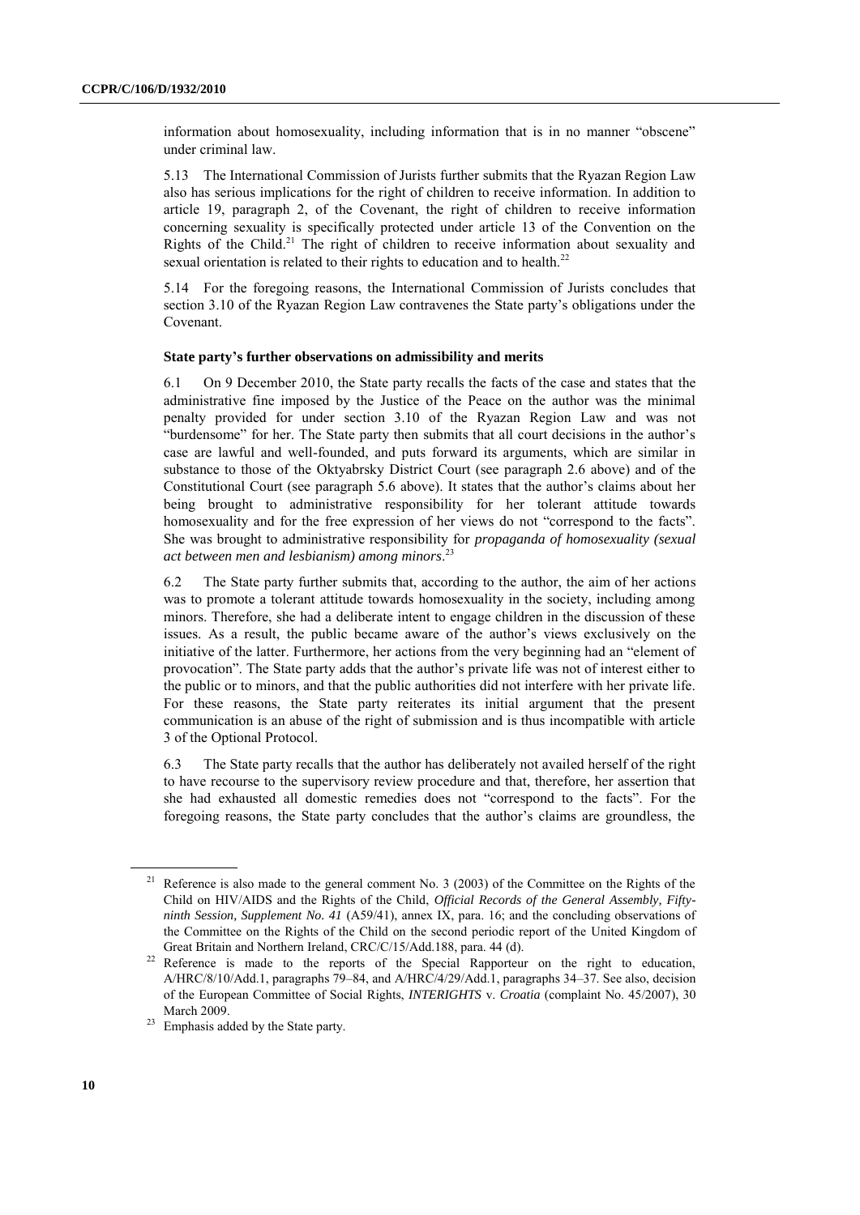information about homosexuality, including information that is in no manner "obscene" under criminal law.

5.13 The International Commission of Jurists further submits that the Ryazan Region Law also has serious implications for the right of children to receive information. In addition to article 19, paragraph 2, of the Covenant, the right of children to receive information concerning sexuality is specifically protected under article 13 of the Convention on the Rights of the Child.[21] The right of children to receive information about sexuality and sexual orientation is related to their rights to education and to health.[22]

5.14 For the foregoing reasons, the International Commission of Jurists concludes that section 3.10 of the Ryazan Region Law contravenes the State party's obligations under the Covenant.

**State party's further observations on admissibility and merits**

6.1 On 9 December 2010, the State party recalls the facts of the case and states that the administrative fine imposed by the Justice of the Peace on the author was the minimal penalty provided for under section 3.10 of the Ryazan Region Law and was not "burdensome" for her. The State party then submits that all court decisions in the author's case are lawful and well-founded, and puts forward its arguments, which are similar in substance to those of the Oktyabrsky District Court (see paragraph 2.6 above) and of the Constitutional Court (see paragraph 5.6 above). It states that the author's claims about her being brought to administrative responsibility for her tolerant attitude towards homosexuality and for the free expression of her views do not "correspond to the facts". She was brought to administrative responsibility for *propaganda of homosexuality (sexual act between men and lesbianism) among minors*.[23]

6.2 The State party further submits that, according to the author, the aim of her actions was to promote a tolerant attitude towards homosexuality in the society, including among minors. Therefore, she had a deliberate intent to engage children in the discussion of these issues. As a result, the public became aware of the author's views exclusively on the initiative of the latter. Furthermore, her actions from the very beginning had an "element of provocation". The State party adds that the author's private life was not of interest either to the public or to minors, and that the public authorities did not interfere with her private life. For these reasons, the State party reiterates its initial argument that the present communication is an abuse of the right of submission and is thus incompatible with article 3 of the Optional Protocol.

6.3 The State party recalls that the author has deliberately not availed herself of the right to have recourse to the supervisory review procedure and that, therefore, her assertion that she had exhausted all domestic remedies does not "correspond to the facts". For the foregoing reasons, the State party concludes that the author's claims are groundless, the

---

[21] Reference is also made to the general comment No. 3 (2003) of the Committee on the Rights of the Child on HIV/AIDS and the Rights of the Child, *Official Records of the General Assembly, Fifty-ninth Session, Supplement No. 41* (A59/41), annex IX, para. 16; and the concluding observations of the Committee on the Rights of the Child on the second periodic report of the United Kingdom of Great Britain and Northern Ireland, CRC/C/15/Add.188, para. 44 (d).

[22] Reference is made to the reports of the Special Rapporteur on the right to education, A/HRC/8/10/Add.1, paragraphs 79–84, and A/HRC/4/29/Add.1, paragraphs 34–37. See also, decision of the European Committee of Social Rights, *INTERIGHTS* v. *Croatia* (complaint No. 45/2007), 30 March 2009.

[23] Emphasis added by the State party.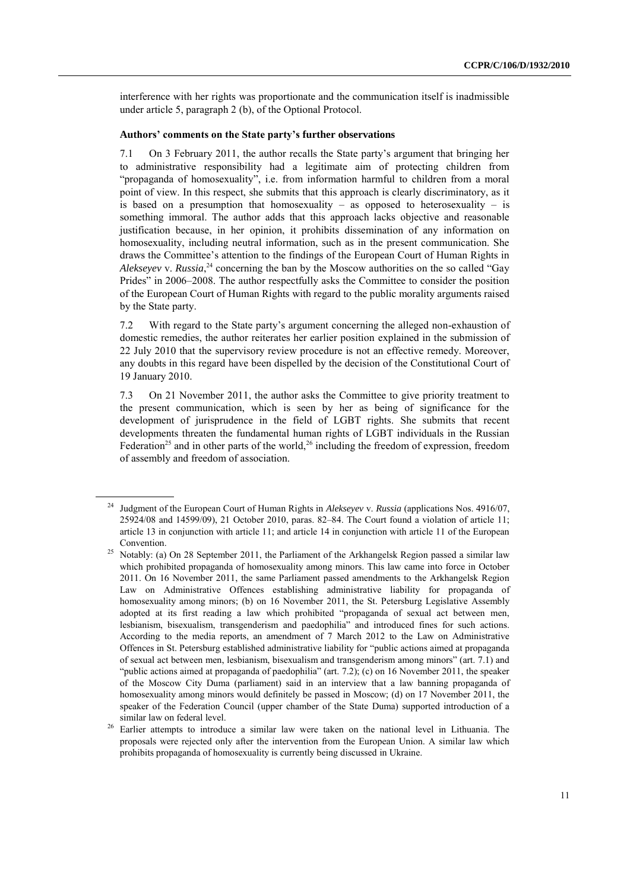interference with her rights was proportionate and the communication itself is inadmissible under article 5, paragraph 2 (b), of the Optional Protocol.

**Authors' comments on the State party's further observations**

7.1 On 3 February 2011, the author recalls the State party's argument that bringing her to administrative responsibility had a legitimate aim of protecting children from "propaganda of homosexuality", i.e. from information harmful to children from a moral point of view. In this respect, she submits that this approach is clearly discriminatory, as it is based on a presumption that homosexuality – as opposed to heterosexuality – is something immoral. The author adds that this approach lacks objective and reasonable justification because, in her opinion, it prohibits dissemination of any information on homosexuality, including neutral information, such as in the present communication. She draws the Committee's attention to the findings of the European Court of Human Rights in *Alekseyev* v. *Russia*,[24] concerning the ban by the Moscow authorities on the so called "Gay Prides" in 2006–2008. The author respectfully asks the Committee to consider the position of the European Court of Human Rights with regard to the public morality arguments raised by the State party.

7.2 With regard to the State party's argument concerning the alleged non-exhaustion of domestic remedies, the author reiterates her earlier position explained in the submission of 22 July 2010 that the supervisory review procedure is not an effective remedy. Moreover, any doubts in this regard have been dispelled by the decision of the Constitutional Court of 19 January 2010.

7.3 On 21 November 2011, the author asks the Committee to give priority treatment to the present communication, which is seen by her as being of significance for the development of jurisprudence in the field of LGBT rights. She submits that recent developments threaten the fundamental human rights of LGBT individuals in the Russian Federation[25] and in other parts of the world,[26] including the freedom of expression, freedom of assembly and freedom of association.

---

[24] Judgment of the European Court of Human Rights in *Alekseyev* v. *Russia* (applications Nos. 4916/07, 25924/08 and 14599/09), 21 October 2010, paras. 82–84. The Court found a violation of article 11; article 13 in conjunction with article 11; and article 14 in conjunction with article 11 of the European Convention.

[25] Notably: (a) On 28 September 2011, the Parliament of the Arkhangelsk Region passed a similar law which prohibited propaganda of homosexuality among minors. This law came into force in October 2011. On 16 November 2011, the same Parliament passed amendments to the Arkhangelsk Region Law on Administrative Offences establishing administrative liability for propaganda of homosexuality among minors; (b) on 16 November 2011, the St. Petersburg Legislative Assembly adopted at its first reading a law which prohibited "propaganda of sexual act between men, lesbianism, bisexualism, transgenderism and paedophilia" and introduced fines for such actions. According to the media reports, an amendment of 7 March 2012 to the Law on Administrative Offences in St. Petersburg established administrative liability for "public actions aimed at propaganda of sexual act between men, lesbianism, bisexualism and transgenderism among minors" (art. 7.1) and "public actions aimed at propaganda of paedophilia" (art. 7.2); (c) on 16 November 2011, the speaker of the Moscow City Duma (parliament) said in an interview that a law banning propaganda of homosexuality among minors would definitely be passed in Moscow; (d) on 17 November 2011, the speaker of the Federation Council (upper chamber of the State Duma) supported introduction of a similar law on federal level.

[26] Earlier attempts to introduce a similar law were taken on the national level in Lithuania. The proposals were rejected only after the intervention from the European Union. A similar law which prohibits propaganda of homosexuality is currently being discussed in Ukraine.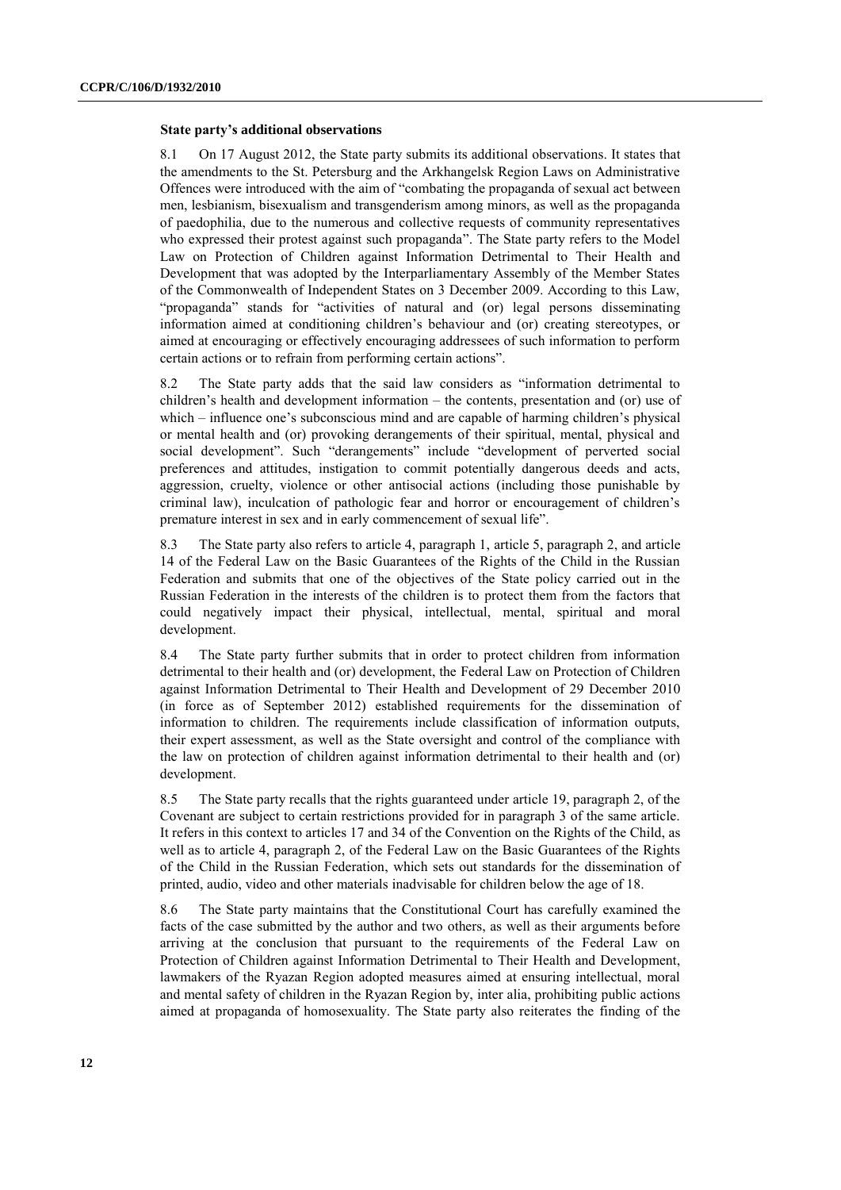### State party's additional observations

8.1 On 17 August 2012, the State party submits its additional observations. It states that the amendments to the St. Petersburg and the Arkhangelsk Region Laws on Administrative Offences were introduced with the aim of "combating the propaganda of sexual act between men, lesbianism, bisexualism and transgenderism among minors, as well as the propaganda of paedophilia, due to the numerous and collective requests of community representatives who expressed their protest against such propaganda". The State party refers to the Model Law on Protection of Children against Information Detrimental to Their Health and Development that was adopted by the Interparliamentary Assembly of the Member States of the Commonwealth of Independent States on 3 December 2009. According to this Law, "propaganda" stands for "activities of natural and (or) legal persons disseminating information aimed at conditioning children's behaviour and (or) creating stereotypes, or aimed at encouraging or effectively encouraging addressees of such information to perform certain actions or to refrain from performing certain actions".

8.2 The State party adds that the said law considers as "information detrimental to children's health and development information – the contents, presentation and (or) use of which – influence one's subconscious mind and are capable of harming children's physical or mental health and (or) provoking derangements of their spiritual, mental, physical and social development". Such "derangements" include "development of perverted social preferences and attitudes, instigation to commit potentially dangerous deeds and acts, aggression, cruelty, violence or other antisocial actions (including those punishable by criminal law), inculcation of pathologic fear and horror or encouragement of children's premature interest in sex and in early commencement of sexual life".

8.3 The State party also refers to article 4, paragraph 1, article 5, paragraph 2, and article 14 of the Federal Law on the Basic Guarantees of the Rights of the Child in the Russian Federation and submits that one of the objectives of the State policy carried out in the Russian Federation in the interests of the children is to protect them from the factors that could negatively impact their physical, intellectual, mental, spiritual and moral development.

8.4 The State party further submits that in order to protect children from information detrimental to their health and (or) development, the Federal Law on Protection of Children against Information Detrimental to Their Health and Development of 29 December 2010 (in force as of September 2012) established requirements for the dissemination of information to children. The requirements include classification of information outputs, their expert assessment, as well as the State oversight and control of the compliance with the law on protection of children against information detrimental to their health and (or) development.

8.5 The State party recalls that the rights guaranteed under article 19, paragraph 2, of the Covenant are subject to certain restrictions provided for in paragraph 3 of the same article. It refers in this context to articles 17 and 34 of the Convention on the Rights of the Child, as well as to article 4, paragraph 2, of the Federal Law on the Basic Guarantees of the Rights of the Child in the Russian Federation, which sets out standards for the dissemination of printed, audio, video and other materials inadvisable for children below the age of 18.

8.6 The State party maintains that the Constitutional Court has carefully examined the facts of the case submitted by the author and two others, as well as their arguments before arriving at the conclusion that pursuant to the requirements of the Federal Law on Protection of Children against Information Detrimental to Their Health and Development, lawmakers of the Ryazan Region adopted measures aimed at ensuring intellectual, moral and mental safety of children in the Ryazan Region by, inter alia, prohibiting public actions aimed at propaganda of homosexuality. The State party also reiterates the finding of the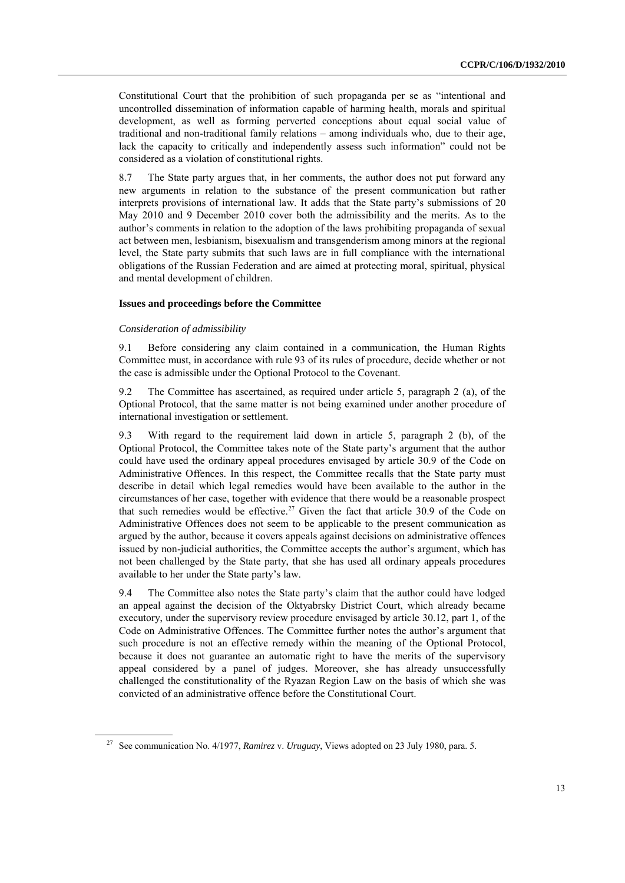Constitutional Court that the prohibition of such propaganda per se as "intentional and uncontrolled dissemination of information capable of harming health, morals and spiritual development, as well as forming perverted conceptions about equal social value of traditional and non-traditional family relations – among individuals who, due to their age, lack the capacity to critically and independently assess such information" could not be considered as a violation of constitutional rights.

8.7 The State party argues that, in her comments, the author does not put forward any new arguments in relation to the substance of the present communication but rather interprets provisions of international law. It adds that the State party's submissions of 20 May 2010 and 9 December 2010 cover both the admissibility and the merits. As to the author's comments in relation to the adoption of the laws prohibiting propaganda of sexual act between men, lesbianism, bisexualism and transgenderism among minors at the regional level, the State party submits that such laws are in full compliance with the international obligations of the Russian Federation and are aimed at protecting moral, spiritual, physical and mental development of children.

### Issues and proceedings before the Committee

*Consideration of admissibility*

9.1 Before considering any claim contained in a communication, the Human Rights Committee must, in accordance with rule 93 of its rules of procedure, decide whether or not the case is admissible under the Optional Protocol to the Covenant.

9.2 The Committee has ascertained, as required under article 5, paragraph 2 (a), of the Optional Protocol, that the same matter is not being examined under another procedure of international investigation or settlement.

9.3 With regard to the requirement laid down in article 5, paragraph 2 (b), of the Optional Protocol, the Committee takes note of the State party's argument that the author could have used the ordinary appeal procedures envisaged by article 30.9 of the Code on Administrative Offences. In this respect, the Committee recalls that the State party must describe in detail which legal remedies would have been available to the author in the circumstances of her case, together with evidence that there would be a reasonable prospect that such remedies would be effective.[27] Given the fact that article 30.9 of the Code on Administrative Offences does not seem to be applicable to the present communication as argued by the author, because it covers appeals against decisions on administrative offences issued by non-judicial authorities, the Committee accepts the author's argument, which has not been challenged by the State party, that she has used all ordinary appeals procedures available to her under the State party's law.

9.4 The Committee also notes the State party's claim that the author could have lodged an appeal against the decision of the Oktyabrsky District Court, which already became executory, under the supervisory review procedure envisaged by article 30.12, part 1, of the Code on Administrative Offences. The Committee further notes the author's argument that such procedure is not an effective remedy within the meaning of the Optional Protocol, because it does not guarantee an automatic right to have the merits of the supervisory appeal considered by a panel of judges. Moreover, she has already unsuccessfully challenged the constitutionality of the Ryazan Region Law on the basis of which she was convicted of an administrative offence before the Constitutional Court.

[27] See communication No. 4/1977, *Ramirez* v. *Uruguay*, Views adopted on 23 July 1980, para. 5.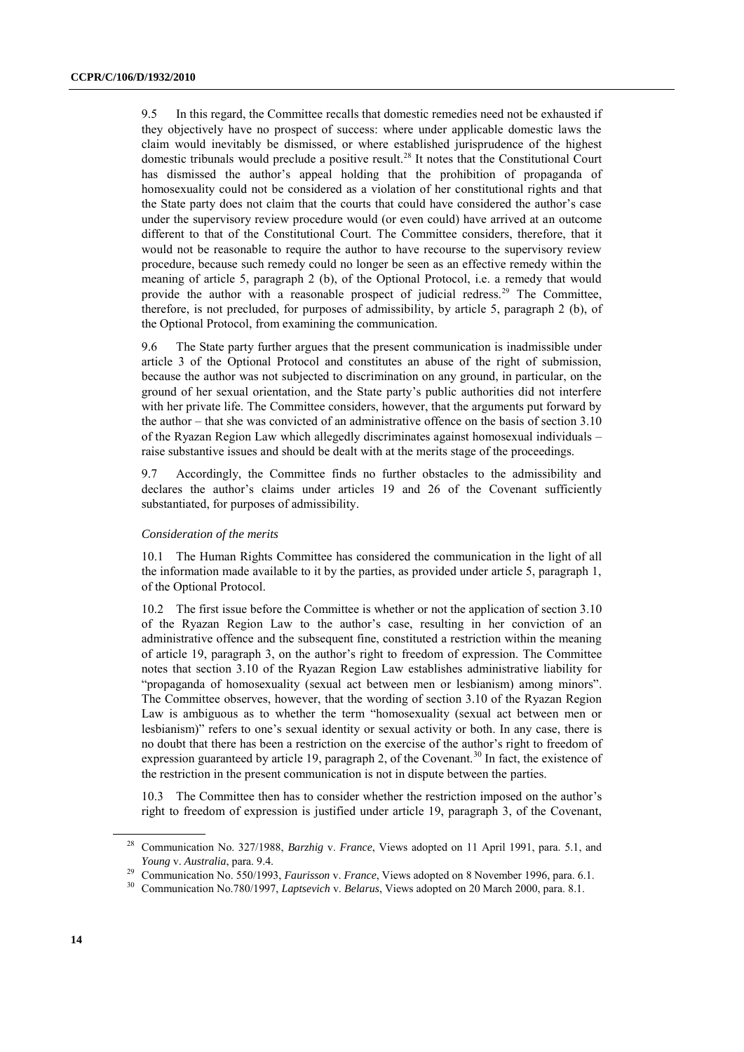9.5 In this regard, the Committee recalls that domestic remedies need not be exhausted if they objectively have no prospect of success: where under applicable domestic laws the claim would inevitably be dismissed, or where established jurisprudence of the highest domestic tribunals would preclude a positive result.[28] It notes that the Constitutional Court has dismissed the author's appeal holding that the prohibition of propaganda of homosexuality could not be considered as a violation of her constitutional rights and that the State party does not claim that the courts that could have considered the author's case under the supervisory review procedure would (or even could) have arrived at an outcome different to that of the Constitutional Court. The Committee considers, therefore, that it would not be reasonable to require the author to have recourse to the supervisory review procedure, because such remedy could no longer be seen as an effective remedy within the meaning of article 5, paragraph 2 (b), of the Optional Protocol, i.e. a remedy that would provide the author with a reasonable prospect of judicial redress.[29] The Committee, therefore, is not precluded, for purposes of admissibility, by article 5, paragraph 2 (b), of the Optional Protocol, from examining the communication.

9.6 The State party further argues that the present communication is inadmissible under article 3 of the Optional Protocol and constitutes an abuse of the right of submission, because the author was not subjected to discrimination on any ground, in particular, on the ground of her sexual orientation, and the State party's public authorities did not interfere with her private life. The Committee considers, however, that the arguments put forward by the author – that she was convicted of an administrative offence on the basis of section 3.10 of the Ryazan Region Law which allegedly discriminates against homosexual individuals – raise substantive issues and should be dealt with at the merits stage of the proceedings.

9.7 Accordingly, the Committee finds no further obstacles to the admissibility and declares the author's claims under articles 19 and 26 of the Covenant sufficiently substantiated, for purposes of admissibility.

*Consideration of the merits*

10.1 The Human Rights Committee has considered the communication in the light of all the information made available to it by the parties, as provided under article 5, paragraph 1, of the Optional Protocol.

10.2 The first issue before the Committee is whether or not the application of section 3.10 of the Ryazan Region Law to the author's case, resulting in her conviction of an administrative offence and the subsequent fine, constituted a restriction within the meaning of article 19, paragraph 3, on the author's right to freedom of expression. The Committee notes that section 3.10 of the Ryazan Region Law establishes administrative liability for "propaganda of homosexuality (sexual act between men or lesbianism) among minors". The Committee observes, however, that the wording of section 3.10 of the Ryazan Region Law is ambiguous as to whether the term "homosexuality (sexual act between men or lesbianism)" refers to one's sexual identity or sexual activity or both. In any case, there is no doubt that there has been a restriction on the exercise of the author's right to freedom of expression guaranteed by article 19, paragraph 2, of the Covenant.[30] In fact, the existence of the restriction in the present communication is not in dispute between the parties.

10.3 The Committee then has to consider whether the restriction imposed on the author's right to freedom of expression is justified under article 19, paragraph 3, of the Covenant,

---

[28] Communication No. 327/1988, *Barzhig* v. *France*, Views adopted on 11 April 1991, para. 5.1, and *Young* v. *Australia*, para. 9.4.

[29] Communication No. 550/1993, *Faurisson* v. *France*, Views adopted on 8 November 1996, para. 6.1.

[30] Communication No.780/1997, *Laptsevich* v. *Belarus*, Views adopted on 20 March 2000, para. 8.1.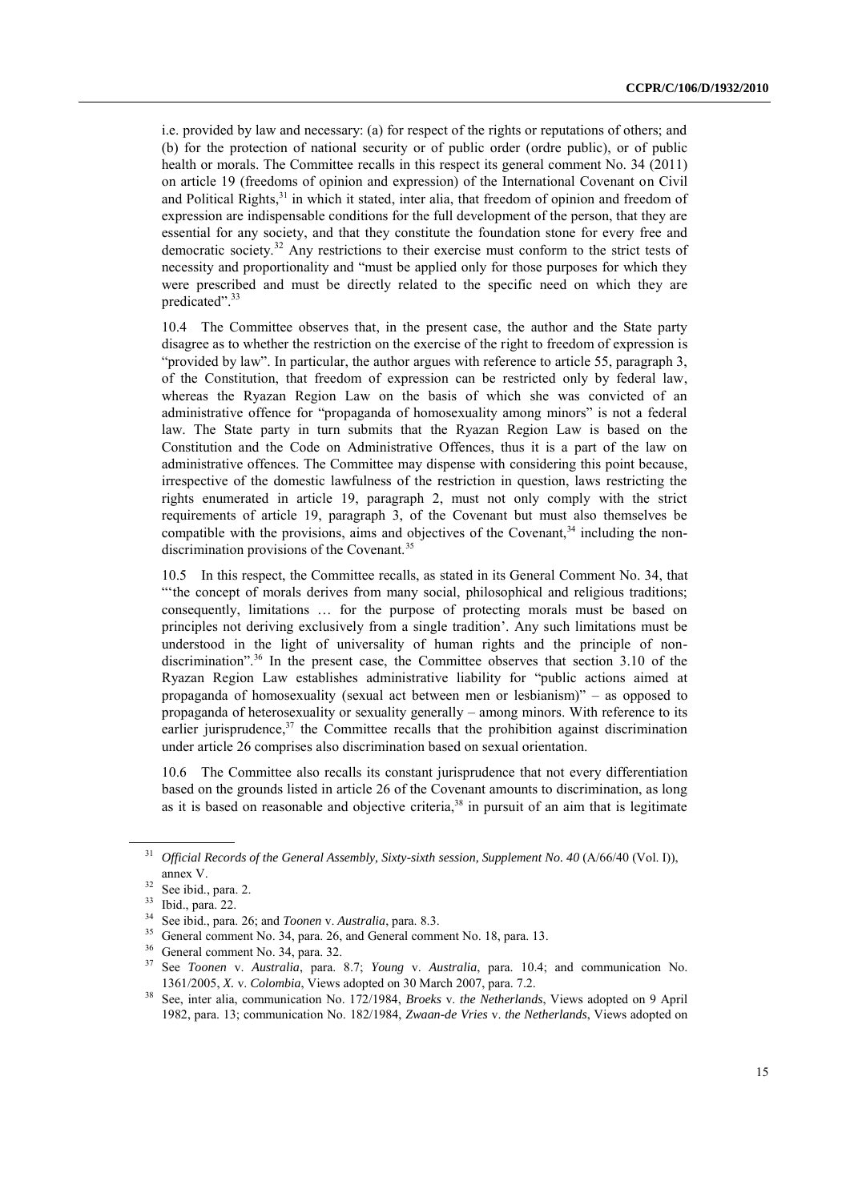i.e. provided by law and necessary: (a) for respect of the rights or reputations of others; and (b) for the protection of national security or of public order (ordre public), or of public health or morals. The Committee recalls in this respect its general comment No. 34 (2011) on article 19 (freedoms of opinion and expression) of the International Covenant on Civil and Political Rights,[31] in which it stated, inter alia, that freedom of opinion and freedom of expression are indispensable conditions for the full development of the person, that they are essential for any society, and that they constitute the foundation stone for every free and democratic society.[32] Any restrictions to their exercise must conform to the strict tests of necessity and proportionality and "must be applied only for those purposes for which they were prescribed and must be directly related to the specific need on which they are predicated".[33]

10.4 The Committee observes that, in the present case, the author and the State party disagree as to whether the restriction on the exercise of the right to freedom of expression is "provided by law". In particular, the author argues with reference to article 55, paragraph 3, of the Constitution, that freedom of expression can be restricted only by federal law, whereas the Ryazan Region Law on the basis of which she was convicted of an administrative offence for "propaganda of homosexuality among minors" is not a federal law. The State party in turn submits that the Ryazan Region Law is based on the Constitution and the Code on Administrative Offences, thus it is a part of the law on administrative offences. The Committee may dispense with considering this point because, irrespective of the domestic lawfulness of the restriction in question, laws restricting the rights enumerated in article 19, paragraph 2, must not only comply with the strict requirements of article 19, paragraph 3, of the Covenant but must also themselves be compatible with the provisions, aims and objectives of the Covenant,[34] including the non-discrimination provisions of the Covenant.[35]

10.5 In this respect, the Committee recalls, as stated in its General Comment No. 34, that "'the concept of morals derives from many social, philosophical and religious traditions; consequently, limitations … for the purpose of protecting morals must be based on principles not deriving exclusively from a single tradition'. Any such limitations must be understood in the light of universality of human rights and the principle of non-discrimination".[36] In the present case, the Committee observes that section 3.10 of the Ryazan Region Law establishes administrative liability for "public actions aimed at propaganda of homosexuality (sexual act between men or lesbianism)" – as opposed to propaganda of heterosexuality or sexuality generally – among minors. With reference to its earlier jurisprudence,[37] the Committee recalls that the prohibition against discrimination under article 26 comprises also discrimination based on sexual orientation.

10.6 The Committee also recalls its constant jurisprudence that not every differentiation based on the grounds listed in article 26 of the Covenant amounts to discrimination, as long as it is based on reasonable and objective criteria,[38] in pursuit of an aim that is legitimate

---

[31] *Official Records of the General Assembly, Sixty-sixth session, Supplement No. 40* (A/66/40 (Vol. I)), annex V.

[32] See ibid., para. 2.

[33] Ibid., para. 22.

[34] See ibid., para. 26; and *Toonen* v. *Australia*, para. 8.3.

[35] General comment No. 34, para. 26, and General comment No. 18, para. 13.

[36] General comment No. 34, para. 32.

[37] See *Toonen* v. *Australia*, para. 8.7; *Young* v. *Australia*, para. 10.4; and communication No. 1361/2005, *X.* v. *Colombia*, Views adopted on 30 March 2007, para. 7.2.

[38] See, inter alia, communication No. 172/1984, *Broeks* v. *the Netherlands*, Views adopted on 9 April 1982, para. 13; communication No. 182/1984, *Zwaan-de Vries* v. *the Netherlands*, Views adopted on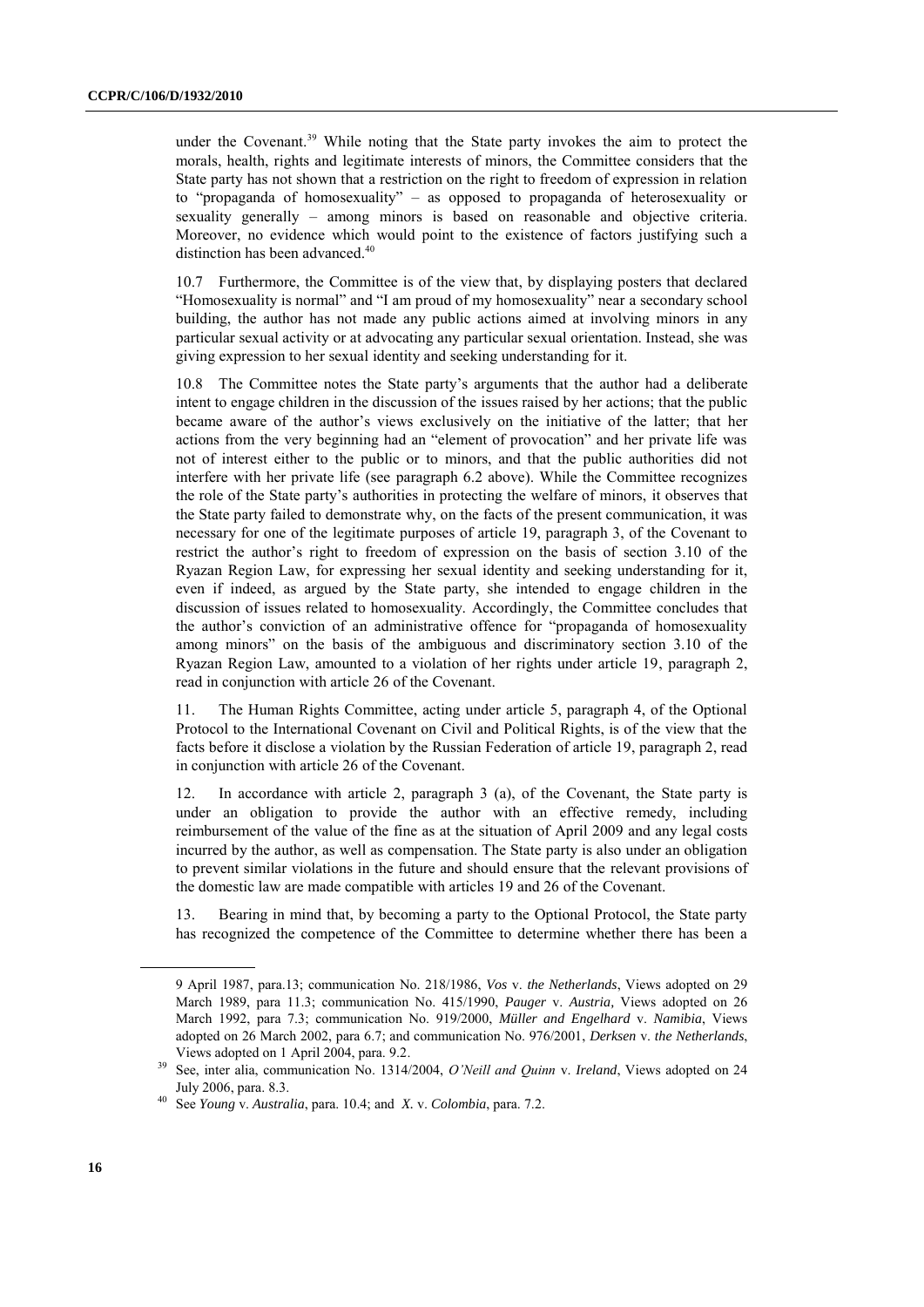under the Covenant.[39] While noting that the State party invokes the aim to protect the morals, health, rights and legitimate interests of minors, the Committee considers that the State party has not shown that a restriction on the right to freedom of expression in relation to "propaganda of homosexuality" – as opposed to propaganda of heterosexuality or sexuality generally – among minors is based on reasonable and objective criteria. Moreover, no evidence which would point to the existence of factors justifying such a distinction has been advanced.[40]

10.7 Furthermore, the Committee is of the view that, by displaying posters that declared "Homosexuality is normal" and "I am proud of my homosexuality" near a secondary school building, the author has not made any public actions aimed at involving minors in any particular sexual activity or at advocating any particular sexual orientation. Instead, she was giving expression to her sexual identity and seeking understanding for it.

10.8 The Committee notes the State party's arguments that the author had a deliberate intent to engage children in the discussion of the issues raised by her actions; that the public became aware of the author's views exclusively on the initiative of the latter; that her actions from the very beginning had an "element of provocation" and her private life was not of interest either to the public or to minors, and that the public authorities did not interfere with her private life (see paragraph 6.2 above). While the Committee recognizes the role of the State party's authorities in protecting the welfare of minors, it observes that the State party failed to demonstrate why, on the facts of the present communication, it was necessary for one of the legitimate purposes of article 19, paragraph 3, of the Covenant to restrict the author's right to freedom of expression on the basis of section 3.10 of the Ryazan Region Law, for expressing her sexual identity and seeking understanding for it, even if indeed, as argued by the State party, she intended to engage children in the discussion of issues related to homosexuality. Accordingly, the Committee concludes that the author's conviction of an administrative offence for "propaganda of homosexuality among minors" on the basis of the ambiguous and discriminatory section 3.10 of the Ryazan Region Law, amounted to a violation of her rights under article 19, paragraph 2, read in conjunction with article 26 of the Covenant.

11. The Human Rights Committee, acting under article 5, paragraph 4, of the Optional Protocol to the International Covenant on Civil and Political Rights, is of the view that the facts before it disclose a violation by the Russian Federation of article 19, paragraph 2, read in conjunction with article 26 of the Covenant.

12. In accordance with article 2, paragraph 3 (a), of the Covenant, the State party is under an obligation to provide the author with an effective remedy, including reimbursement of the value of the fine as at the situation of April 2009 and any legal costs incurred by the author, as well as compensation. The State party is also under an obligation to prevent similar violations in the future and should ensure that the relevant provisions of the domestic law are made compatible with articles 19 and 26 of the Covenant.

13. Bearing in mind that, by becoming a party to the Optional Protocol, the State party has recognized the competence of the Committee to determine whether there has been a

---

9 April 1987, para.13; communication No. 218/1986, *Vos* v. *the Netherlands*, Views adopted on 29 March 1989, para 11.3; communication No. 415/1990, *Pauger* v. *Austria,* Views adopted on 26 March 1992, para 7.3; communication No. 919/2000, *Müller and Engelhard* v. *Namibia*, Views adopted on 26 March 2002, para 6.7; and communication No. 976/2001, *Derksen* v. *the Netherlands*, Views adopted on 1 April 2004, para. 9.2.

[39] See, inter alia, communication No. 1314/2004, *O'Neill and Quinn* v. *Ireland*, Views adopted on 24 July 2006, para. 8.3.

[40] See *Young* v. *Australia*, para. 10.4; and *X.* v. *Colombia*, para. 7.2.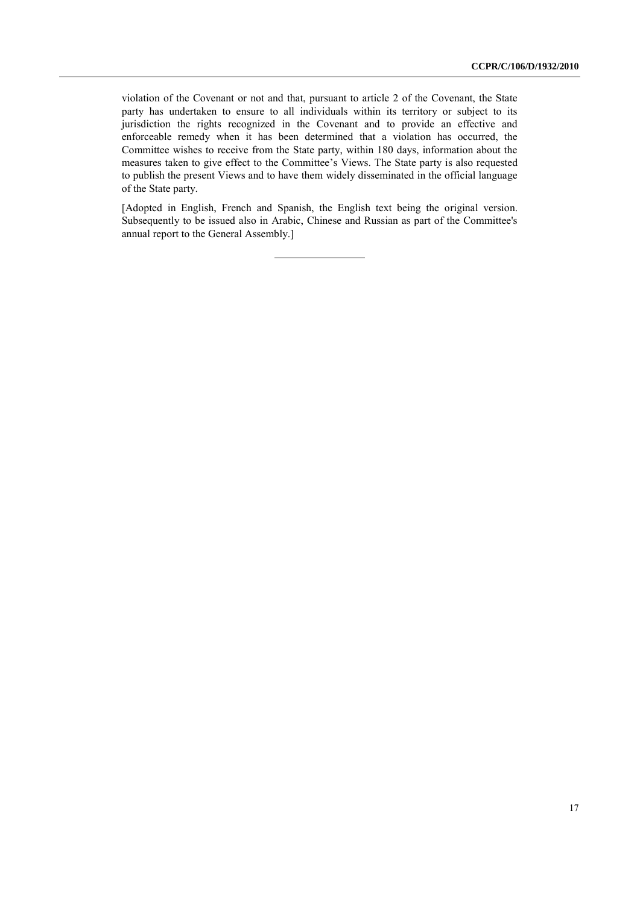violation of the Covenant or not and that, pursuant to article 2 of the Covenant, the State party has undertaken to ensure to all individuals within its territory or subject to its jurisdiction the rights recognized in the Covenant and to provide an effective and enforceable remedy when it has been determined that a violation has occurred, the Committee wishes to receive from the State party, within 180 days, information about the measures taken to give effect to the Committee's Views. The State party is also requested to publish the present Views and to have them widely disseminated in the official language of the State party.

[Adopted in English, French and Spanish, the English text being the original version. Subsequently to be issued also in Arabic, Chinese and Russian as part of the Committee's annual report to the General Assembly.]